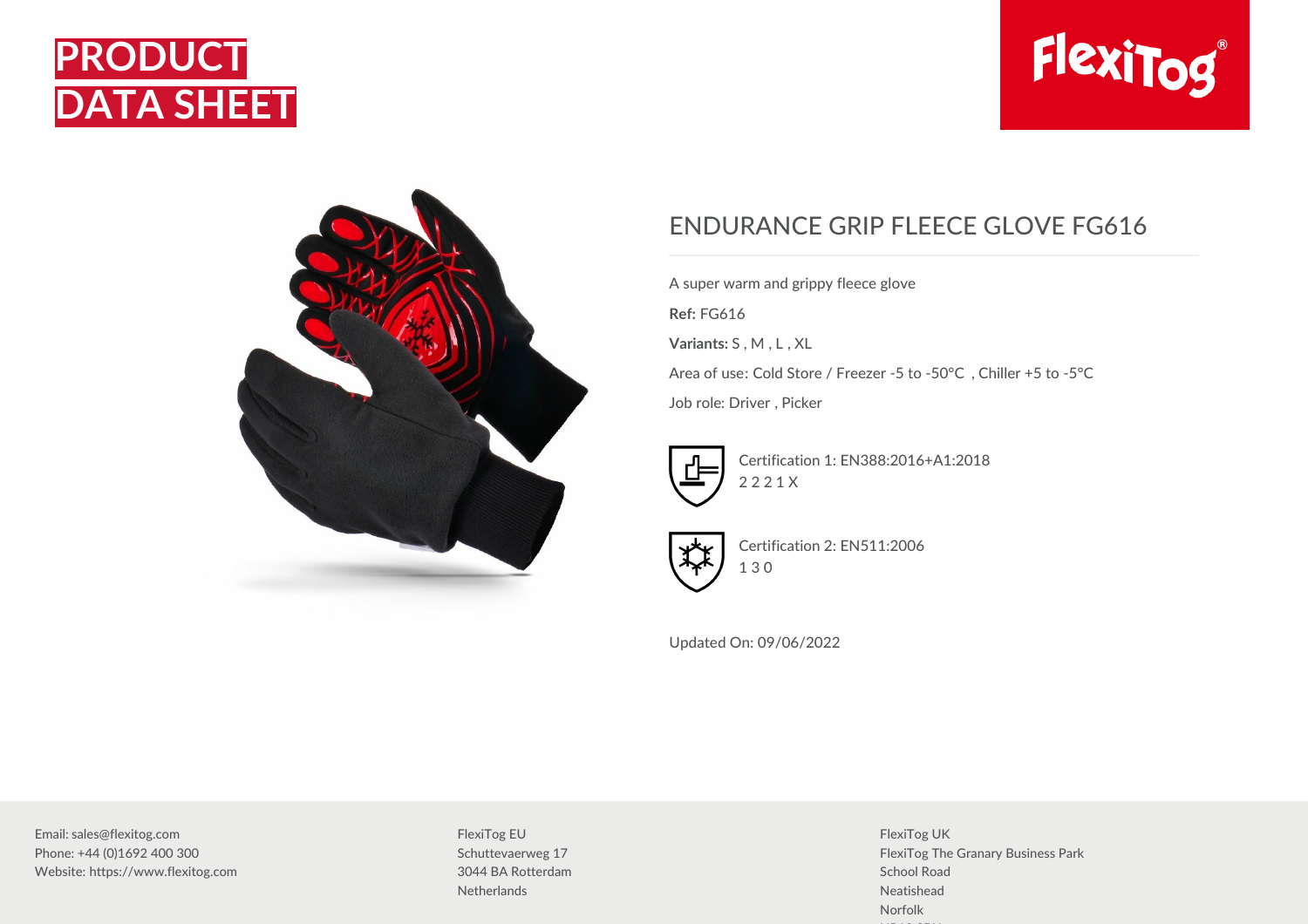# PRODUCT DATA SHEET

FlexiTog®

## ENDURANCE GRIP FLEECE GLOVE FG616

A super warm and grippy fleece glove

**Ref:** FG616

**Variants:** S , M , L , XL

Area of use: Cold Store / Freezer -5 to -50°C , Chiller +5 to -5°C

Job role: Driver , Picker

Certification 1: EN388:2016+A1:2018
2 2 2 1 X

Certification 2: EN511:2006
1 3 0

Updated On: 09/06/2022

Email: sales@flexitog.com
Phone: +44 (0)1692 400 300
Website: https://www.flexitog.com

FlexiTog EU
Schuttevaerweg 17
3044 BA Rotterdam
Netherlands

FlexiTog UK
FlexiTog The Granary Business Park
School Road
Neatishead
Norfolk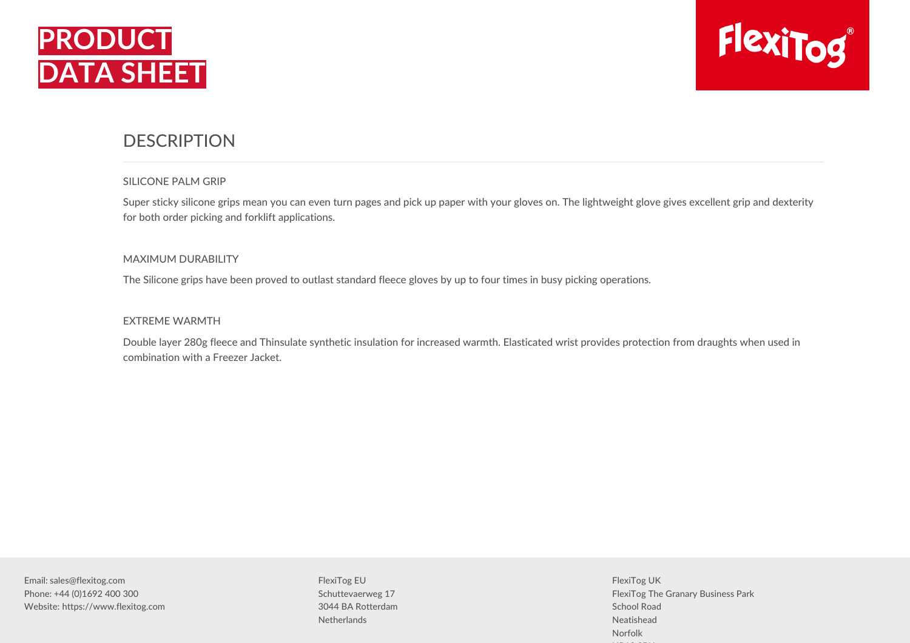# PRODUCT DATA SHEET

## DESCRIPTION

### SILICONE PALM GRIP

Super sticky silicone grips mean you can even turn pages and pick up paper with your gloves on. The lightweight glove gives excellent grip and dexterity for both order picking and forklift applications.

### MAXIMUM DURABILITY

The Silicone grips have been proved to outlast standard fleece gloves by up to four times in busy picking operations.

### EXTREME WARMTH

Double layer 280g fleece and Thinsulate synthetic insulation for increased warmth. Elasticated wrist provides protection from draughts when used in combination with a Freezer Jacket.

Email: sales@flexitog.com
Phone: +44 (0)1692 400 300
Website: https://www.flexitog.com

FlexiTog EU
Schuttevaerweg 17
3044 BA Rotterdam
Netherlands

FlexiTog UK
FlexiTog The Granary Business Park
School Road
Neatishead
Norfolk